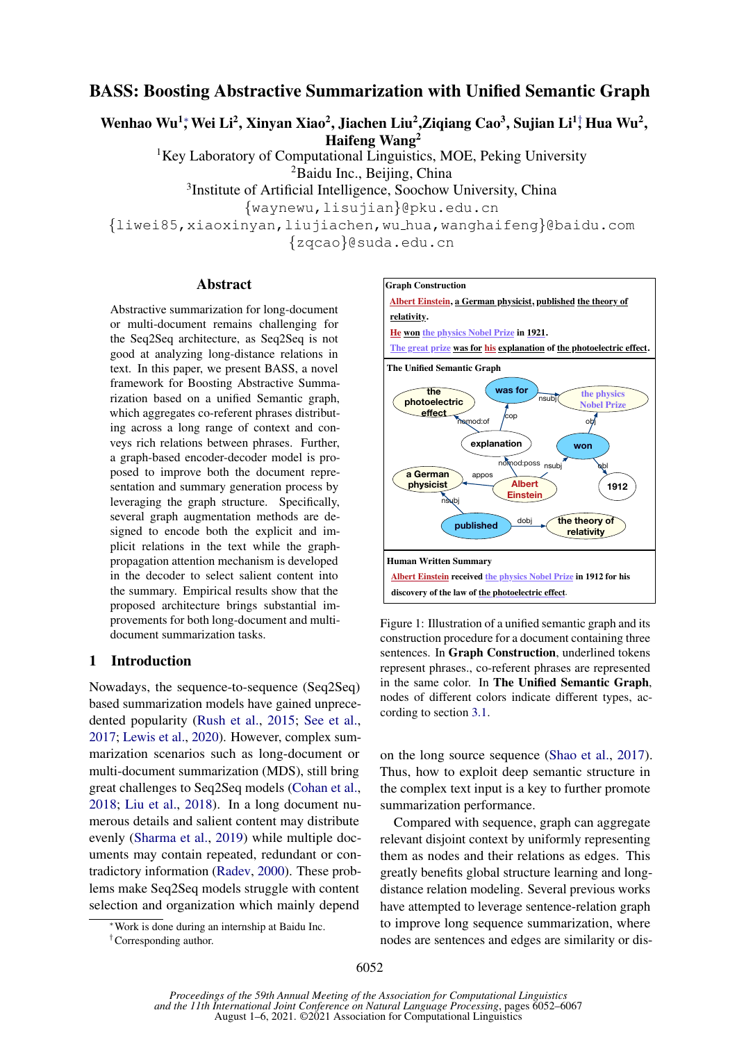# BASS: Boosting Abstractive Summarization with Unified Semantic Graph

**Wenhao Wu[1]\*, Wei Li[2], Xinyan Xiao[2], Jiachen Liu[2], Ziqiang Cao[3], Sujian Li[1]†, Hua Wu[2], Haifeng Wang[2]**

[1]Key Laboratory of Computational Linguistics, MOE, Peking University
[2]Baidu Inc., Beijing, China
[3]Institute of Artificial Intelligence, Soochow University, China
{waynewu,lisujian}@pku.edu.cn
{liwei85,xiaoxinyan,liujiachen,wu_hua,wanghaifeng}@baidu.com
{zqcao}@suda.edu.cn

## Abstract

Abstractive summarization for long-document or multi-document remains challenging for the Seq2Seq architecture, as Seq2Seq is not good at analyzing long-distance relations in text. In this paper, we present BASS, a novel framework for Boosting Abstractive Summarization based on a unified Semantic graph, which aggregates co-referent phrases distributing across a long range of context and conveys rich relations between phrases. Further, a graph-based encoder-decoder model is proposed to improve both the document representation and summary generation process by leveraging the graph structure. Specifically, several graph augmentation methods are designed to encode both the explicit and implicit relations in the text while the graph-propagation attention mechanism is developed in the decoder to select salient content into the summary. Empirical results show that the proposed architecture brings substantial improvements for both long-document and multi-document summarization tasks.

## 1 Introduction

Nowadays, the sequence-to-sequence (Seq2Seq) based summarization models have gained unprecedented popularity (Rush et al., 2015; See et al., 2017; Lewis et al., 2020). However, complex summarization scenarios such as long-document or multi-document summarization (MDS), still bring great challenges to Seq2Seq models (Cohan et al., 2018; Liu et al., 2018). In a long document numerous details and salient content may distribute evenly (Sharma et al., 2019) while multiple documents may contain repeated, redundant or contradictory information (Radev, 2000). These problems make Seq2Seq models struggle with content selection and organization which mainly depend on the long source sequence (Shao et al., 2017). Thus, how to exploit deep semantic structure in the complex text input is a key to further promote summarization performance.

Compared with sequence, graph can aggregate relevant disjoint context by uniformly representing them as nodes and their relations as edges. This greatly benefits global structure learning and long-distance relation modeling. Several previous works have attempted to leverage sentence-relation graph to improve long sequence summarization, where nodes are sentences and edges are similarity or dis-

**Graph Construction**

Albert Einstein, a German physicist, published the theory of relativity.

He won the physics Nobel Prize in 1921.

The great prize was for his explanation of the photoelectric effect.

**The Unified Semantic Graph**

**Human Written Summary**

Albert Einstein received the physics Nobel Prize in 1912 for his discovery of the law of the photoelectric effect.

Figure 1: Illustration of a unified semantic graph and its construction procedure for a document containing three sentences. In **Graph Construction**, underlined tokens represent phrases., co-referent phrases are represented in the same color. In **The Unified Semantic Graph**, nodes of different colors indicate different types, according to section 3.1.

\*Work is done during an internship at Baidu Inc.
†Corresponding author.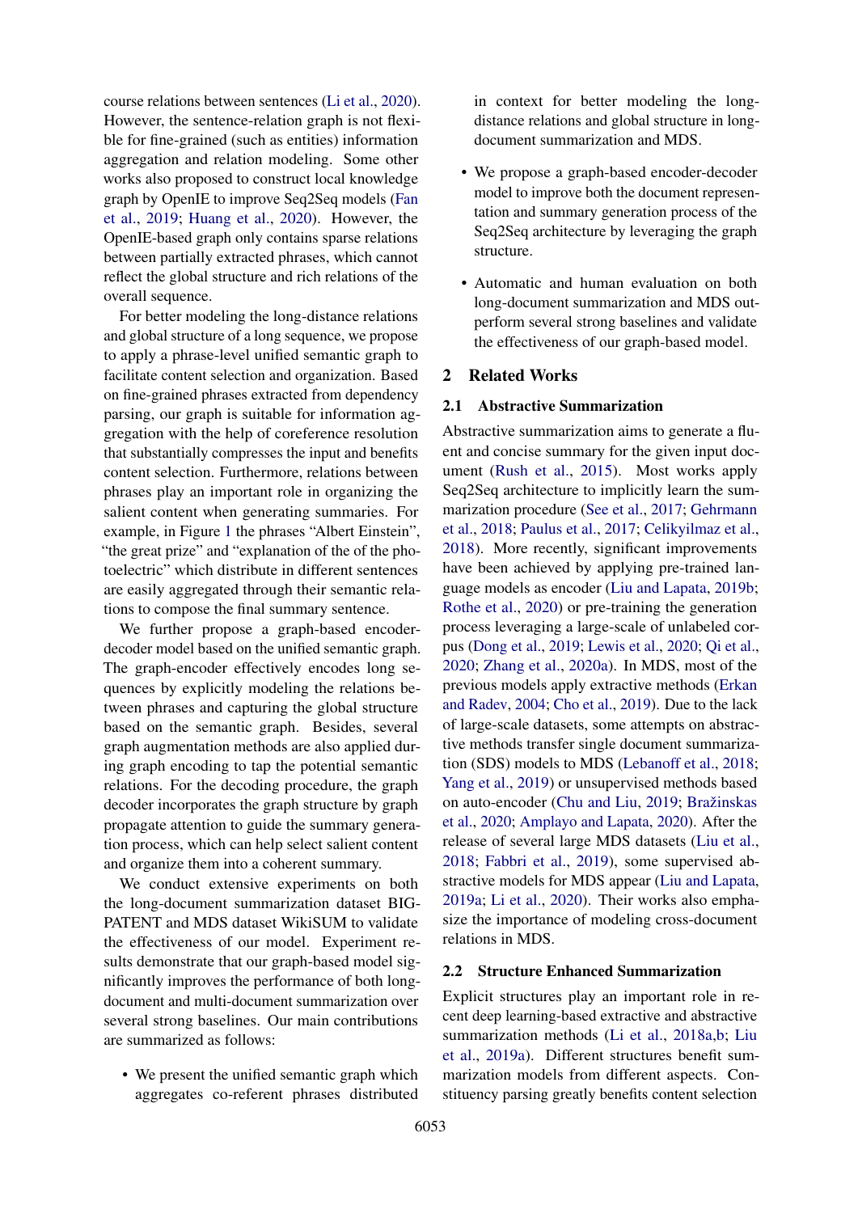course relations between sentences (Li et al., 2020). However, the sentence-relation graph is not flexible for fine-grained (such as entities) information aggregation and relation modeling. Some other works also proposed to construct local knowledge graph by OpenIE to improve Seq2Seq models (Fan et al., 2019; Huang et al., 2020). However, the OpenIE-based graph only contains sparse relations between partially extracted phrases, which cannot reflect the global structure and rich relations of the overall sequence.

For better modeling the long-distance relations and global structure of a long sequence, we propose to apply a phrase-level unified semantic graph to facilitate content selection and organization. Based on fine-grained phrases extracted from dependency parsing, our graph is suitable for information aggregation with the help of coreference resolution that substantially compresses the input and benefits content selection. Furthermore, relations between phrases play an important role in organizing the salient content when generating summaries. For example, in Figure 1 the phrases "Albert Einstein", "the great prize" and "explanation of the of the photoelectric" which distribute in different sentences are easily aggregated through their semantic relations to compose the final summary sentence.

We further propose a graph-based encoder-decoder model based on the unified semantic graph. The graph-encoder effectively encodes long sequences by explicitly modeling the relations between phrases and capturing the global structure based on the semantic graph. Besides, several graph augmentation methods are also applied during graph encoding to tap the potential semantic relations. For the decoding procedure, the graph decoder incorporates the graph structure by graph propagate attention to guide the summary generation process, which can help select salient content and organize them into a coherent summary.

We conduct extensive experiments on both the long-document summarization dataset BIGPATENT and MDS dataset WikiSUM to validate the effectiveness of our model. Experiment results demonstrate that our graph-based model significantly improves the performance of both long-document and multi-document summarization over several strong baselines. Our main contributions are summarized as follows:

- We present the unified semantic graph which aggregates co-referent phrases distributed in context for better modeling the long-distance relations and global structure in long-document summarization and MDS.
- We propose a graph-based encoder-decoder model to improve both the document representation and summary generation process of the Seq2Seq architecture by leveraging the graph structure.
- Automatic and human evaluation on both long-document summarization and MDS outperform several strong baselines and validate the effectiveness of our graph-based model.

## 2 Related Works

### 2.1 Abstractive Summarization

Abstractive summarization aims to generate a fluent and concise summary for the given input document (Rush et al., 2015). Most works apply Seq2Seq architecture to implicitly learn the summarization procedure (See et al., 2017; Gehrmann et al., 2018; Paulus et al., 2017; Celikyilmaz et al., 2018). More recently, significant improvements have been achieved by applying pre-trained language models as encoder (Liu and Lapata, 2019b; Rothe et al., 2020) or pre-training the generation process leveraging a large-scale of unlabeled corpus (Dong et al., 2019; Lewis et al., 2020; Qi et al., 2020; Zhang et al., 2020a). In MDS, most of the previous models apply extractive methods (Erkan and Radev, 2004; Cho et al., 2019). Due to the lack of large-scale datasets, some attempts on abstractive methods transfer single document summarization (SDS) models to MDS (Lebanoff et al., 2018; Yang et al., 2019) or unsupervised methods based on auto-encoder (Chu and Liu, 2019; Bražinskas et al., 2020; Amplayo and Lapata, 2020). After the release of several large MDS datasets (Liu et al., 2018; Fabbri et al., 2019), some supervised abstractive models for MDS appear (Liu and Lapata, 2019a; Li et al., 2020). Their works also emphasize the importance of modeling cross-document relations in MDS.

### 2.2 Structure Enhanced Summarization

Explicit structures play an important role in recent deep learning-based extractive and abstractive summarization methods (Li et al., 2018a,b; Liu et al., 2019a). Different structures benefit summarization models from different aspects. Constituency parsing greatly benefits content selection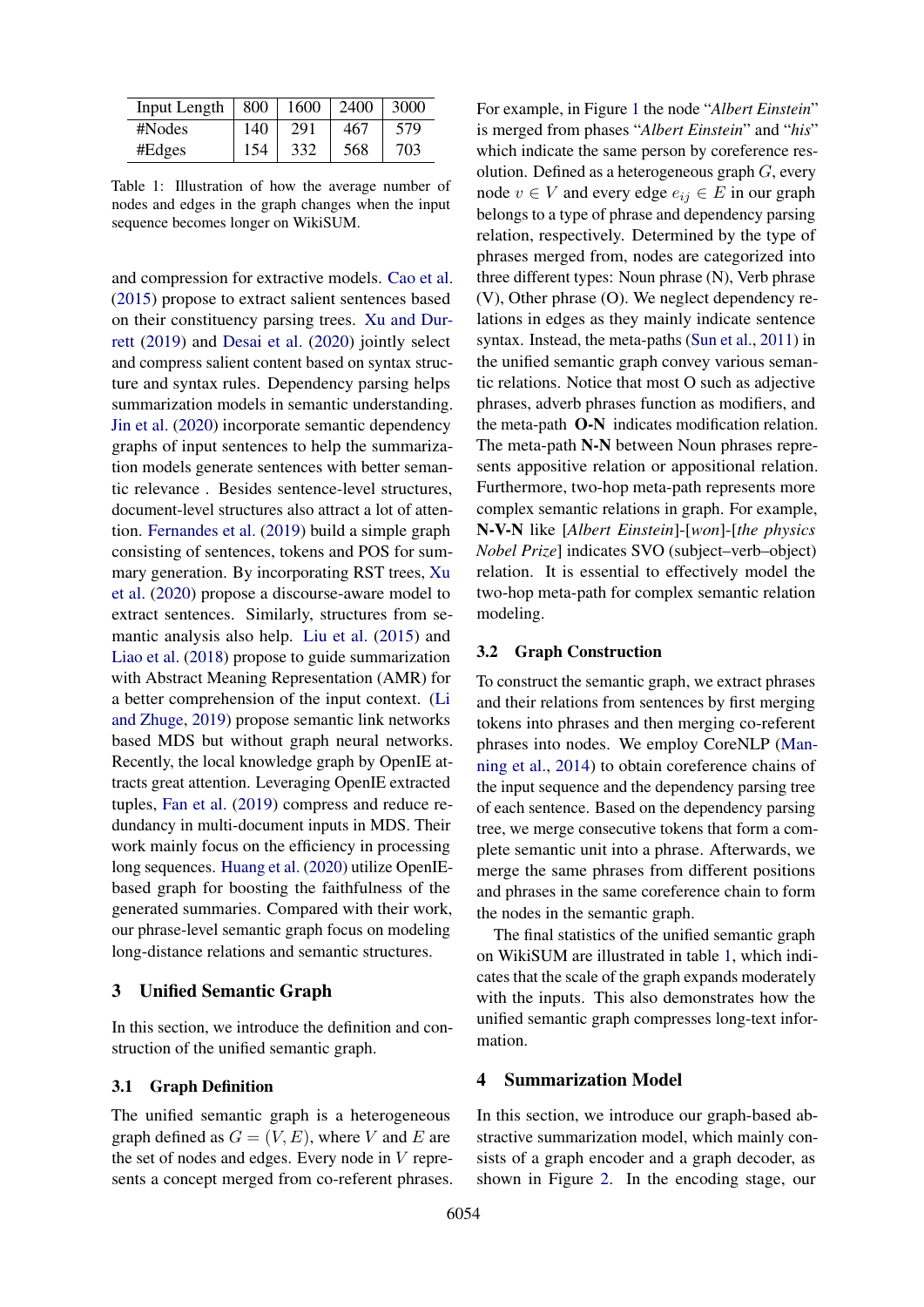| Input Length | 800 | 1600 | 2400 | 3000 |
|---|---|---|---|---|
| #Nodes | 140 | 291 | 467 | 579 |
| #Edges | 154 | 332 | 568 | 703 |

Table 1: Illustration of how the average number of nodes and edges in the graph changes when the input sequence becomes longer on WikiSUM.

and compression for extractive models. Cao et al. (2015) propose to extract salient sentences based on their constituency parsing trees. Xu and Durrett (2019) and Desai et al. (2020) jointly select and compress salient content based on syntax structure and syntax rules. Dependency parsing helps summarization models in semantic understanding. Jin et al. (2020) incorporate semantic dependency graphs of input sentences to help the summarization models generate sentences with better semantic relevance . Besides sentence-level structures, document-level structures also attract a lot of attention. Fernandes et al. (2019) build a simple graph consisting of sentences, tokens and POS for summary generation. By incorporating RST trees, Xu et al. (2020) propose a discourse-aware model to extract sentences. Similarly, structures from semantic analysis also help. Liu et al. (2015) and Liao et al. (2018) propose to guide summarization with Abstract Meaning Representation (AMR) for a better comprehension of the input context. (Li and Zhuge, 2019) propose semantic link networks based MDS but without graph neural networks. Recently, the local knowledge graph by OpenIE attracts great attention. Leveraging OpenIE extracted tuples, Fan et al. (2019) compress and reduce redundancy in multi-document inputs in MDS. Their work mainly focus on the efficiency in processing long sequences. Huang et al. (2020) utilize OpenIE-based graph for boosting the faithfulness of the generated summaries. Compared with their work, our phrase-level semantic graph focus on modeling long-distance relations and semantic structures.

# 3 Unified Semantic Graph

In this section, we introduce the definition and construction of the unified semantic graph.

## 3.1 Graph Definition

The unified semantic graph is a heterogeneous graph defined as $G = (V, E)$, where $V$ and $E$ are the set of nodes and edges. Every node in $V$ represents a concept merged from co-referent phrases. For example, in Figure 1 the node "*Albert Einstein*" is merged from phases "*Albert Einstein*" and "*his*" which indicate the same person by coreference resolution. Defined as a heterogeneous graph $G$, every node $v \in V$ and every edge $e_{ij} \in E$ in our graph belongs to a type of phrase and dependency parsing relation, respectively. Determined by the type of phrases merged from, nodes are categorized into three different types: Noun phrase (N), Verb phrase (V), Other phrase (O). We neglect dependency relations in edges as they mainly indicate sentence syntax. Instead, the meta-paths (Sun et al., 2011) in the unified semantic graph convey various semantic relations. Notice that most O such as adjective phrases, adverb phrases function as modifiers, and the meta-path **O-N** indicates modification relation. The meta-path **N-N** between Noun phrases represents appositive relation or appositional relation. Furthermore, two-hop meta-path represents more complex semantic relations in graph. For example, **N-V-N** like [*Albert Einstein*]-[*won*]-[*the physics Nobel Prize*] indicates SVO (subject–verb–object) relation. It is essential to effectively model the two-hop meta-path for complex semantic relation modeling.

## 3.2 Graph Construction

To construct the semantic graph, we extract phrases and their relations from sentences by first merging tokens into phrases and then merging co-referent phrases into nodes. We employ CoreNLP (Manning et al., 2014) to obtain coreference chains of the input sequence and the dependency parsing tree of each sentence. Based on the dependency parsing tree, we merge consecutive tokens that form a complete semantic unit into a phrase. Afterwards, we merge the same phrases from different positions and phrases in the same coreference chain to form the nodes in the semantic graph.

The final statistics of the unified semantic graph on WikiSUM are illustrated in table 1, which indicates that the scale of the graph expands moderately with the inputs. This also demonstrates how the unified semantic graph compresses long-text information.

# 4 Summarization Model

In this section, we introduce our graph-based abstractive summarization model, which mainly consists of a graph encoder and a graph decoder, as shown in Figure 2. In the encoding stage, our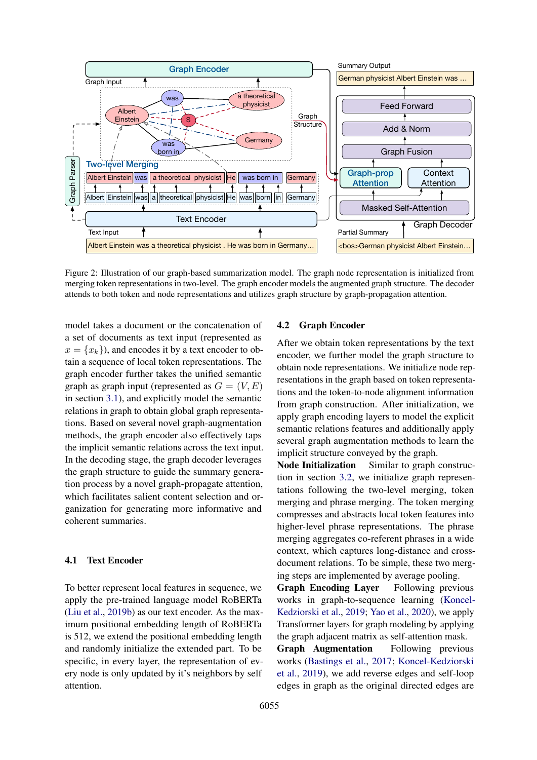Figure 2: Illustration of our graph-based summarization model. The graph node representation is initialized from merging token representations in two-level. The graph encoder models the augmented graph structure. The decoder attends to both token and node representations and utilizes graph structure by graph-propagation attention.

model takes a document or the concatenation of a set of documents as text input (represented as $x = \{x_k\}$), and encodes it by a text encoder to obtain a sequence of local token representations. The graph encoder further takes the unified semantic graph as graph input (represented as $G = (V, E)$ in section 3.1), and explicitly model the semantic relations in graph to obtain global graph representations. Based on several novel graph-augmentation methods, the graph encoder also effectively taps the implicit semantic relations across the text input. In the decoding stage, the graph decoder leverages the graph structure to guide the summary generation process by a novel graph-propagate attention, which facilitates salient content selection and organization for generating more informative and coherent summaries.

### 4.1 Text Encoder

To better represent local features in sequence, we apply the pre-trained language model RoBERTa (Liu et al., 2019b) as our text encoder. As the maximum positional embedding length of RoBERTa is 512, we extend the positional embedding length and randomly initialize the extended part. To be specific, in every layer, the representation of every node is only updated by it's neighbors by self attention.

### 4.2 Graph Encoder

After we obtain token representations by the text encoder, we further model the graph structure to obtain node representations. We initialize node representations in the graph based on token representations and the token-to-node alignment information from graph construction. After initialization, we apply graph encoding layers to model the explicit semantic relations features and additionally apply several graph augmentation methods to learn the implicit structure conveyed by the graph.

**Node Initialization** Similar to graph construction in section 3.2, we initialize graph representations following the two-level merging, token merging and phrase merging. The token merging compresses and abstracts local token features into higher-level phrase representations. The phrase merging aggregates co-referent phrases in a wide context, which captures long-distance and cross-document relations. To be simple, these two merging steps are implemented by average pooling.

**Graph Encoding Layer** Following previous works in graph-to-sequence learning (Koncel-Kedziorski et al., 2019; Yao et al., 2020), we apply Transformer layers for graph modeling by applying the graph adjacent matrix as self-attention mask.

**Graph Augmentation** Following previous works (Bastings et al., 2017; Koncel-Kedziorski et al., 2019), we add reverse edges and self-loop edges in graph as the original directed edges are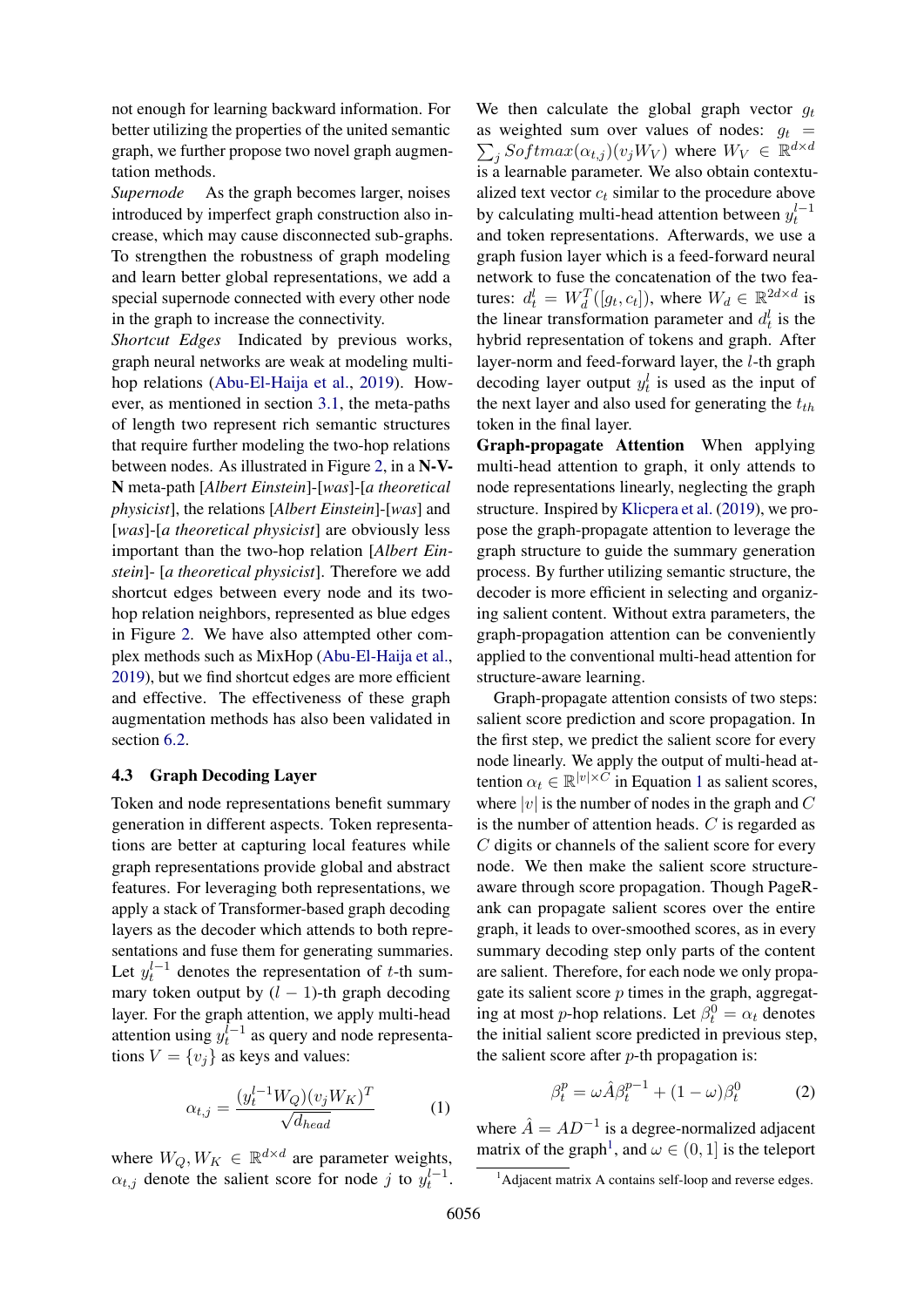not enough for learning backward information. For better utilizing the properties of the united semantic graph, we further propose two novel graph augmentation methods.

*Supernode* As the graph becomes larger, noises introduced by imperfect graph construction also increase, which may cause disconnected sub-graphs. To strengthen the robustness of graph modeling and learn better global representations, we add a special supernode connected with every other node in the graph to increase the connectivity.

*Shortcut Edges* Indicated by previous works, graph neural networks are weak at modeling multi-hop relations (Abu-El-Haija et al., 2019). However, as mentioned in section 3.1, the meta-paths of length two represent rich semantic structures that require further modeling the two-hop relations between nodes. As illustrated in Figure 2, in a **N-V-N** meta-path [*Albert Einstein*]-[*was*]-[*a theoretical physicist*], the relations [*Albert Einstein*]-[*was*] and [*was*]-[*a theoretical physicist*] are obviously less important than the two-hop relation [*Albert Einstein*]- [*a theoretical physicist*]. Therefore we add shortcut edges between every node and its two-hop relation neighbors, represented as blue edges in Figure 2. We have also attempted other complex methods such as MixHop (Abu-El-Haija et al., 2019), but we find shortcut edges are more efficient and effective. The effectiveness of these graph augmentation methods has also been validated in section 6.2.

### 4.3 Graph Decoding Layer

Token and node representations benefit summary generation in different aspects. Token representations are better at capturing local features while graph representations provide global and abstract features. For leveraging both representations, we apply a stack of Transformer-based graph decoding layers as the decoder which attends to both representations and fuse them for generating summaries. Let $y_t^{l-1}$ denotes the representation of $t$-th summary token output by $(l-1)$-th graph decoding layer. For the graph attention, we apply multi-head attention using $y_t^{l-1}$ as query and node representations $V = \{v_j\}$ as keys and values:

$$\alpha_{t,j} = \frac{(y_t^{l-1} W_Q)(v_j W_K)^T}{\sqrt{d_{head}}} \tag{1}$$

where $W_Q, W_K \in \mathbb{R}^{d \times d}$ are parameter weights, $\alpha_{t,j}$ denote the salient score for node $j$ to $y_t^{l-1}$. We then calculate the global graph vector $g_t$ as weighted sum over values of nodes: $g_t = \sum_j Softmax(\alpha_{t,j})(v_j W_V)$ where $W_V \in \mathbb{R}^{d \times d}$ is a learnable parameter. We also obtain contextualized text vector $c_t$ similar to the procedure above by calculating multi-head attention between $y_t^{l-1}$ and token representations. Afterwards, we use a graph fusion layer which is a feed-forward neural network to fuse the concatenation of the two features: $d_t^l = W_d^T([g_t, c_t])$, where $W_d \in \mathbb{R}^{2d \times d}$ is the linear transformation parameter and $d_t^l$ is the hybrid representation of tokens and graph. After layer-norm and feed-forward layer, the $l$-th graph decoding layer output $y_t^l$ is used as the input of the next layer and also used for generating the $t_{th}$ token in the final layer.

**Graph-propagate Attention** When applying multi-head attention to graph, it only attends to node representations linearly, neglecting the graph structure. Inspired by Klicpera et al. (2019), we propose the graph-propagate attention to leverage the graph structure to guide the summary generation process. By further utilizing semantic structure, the decoder is more efficient in selecting and organizing salient content. Without extra parameters, the graph-propagation attention can be conveniently applied to the conventional multi-head attention for structure-aware learning.

Graph-propagate attention consists of two steps: salient score prediction and score propagation. In the first step, we predict the salient score for every node linearly. We apply the output of multi-head attention $\alpha_t \in \mathbb{R}^{|v| \times C}$ in Equation 1 as salient scores, where $|v|$ is the number of nodes in the graph and $C$ is the number of attention heads. $C$ is regarded as $C$ digits or channels of the salient score for every node. We then make the salient score structure-aware through score propagation. Though PageRank can propagate salient scores over the entire graph, it leads to over-smoothed scores, as in every summary decoding step only parts of the content are salient. Therefore, for each node we only propagate its salient score $p$ times in the graph, aggregating at most $p$-hop relations. Let $\beta_t^0 = \alpha_t$ denotes the initial salient score predicted in previous step, the salient score after $p$-th propagation is:

$$\beta_t^p = \omega \hat{A} \beta_t^{p-1} + (1 - \omega)\beta_t^0 \tag{2}$$

where $\hat{A} = AD^{-1}$ is a degree-normalized adjacent matrix of the graph[1], and $\omega \in (0, 1]$ is the teleport

[1] Adjacent matrix A contains self-loop and reverse edges.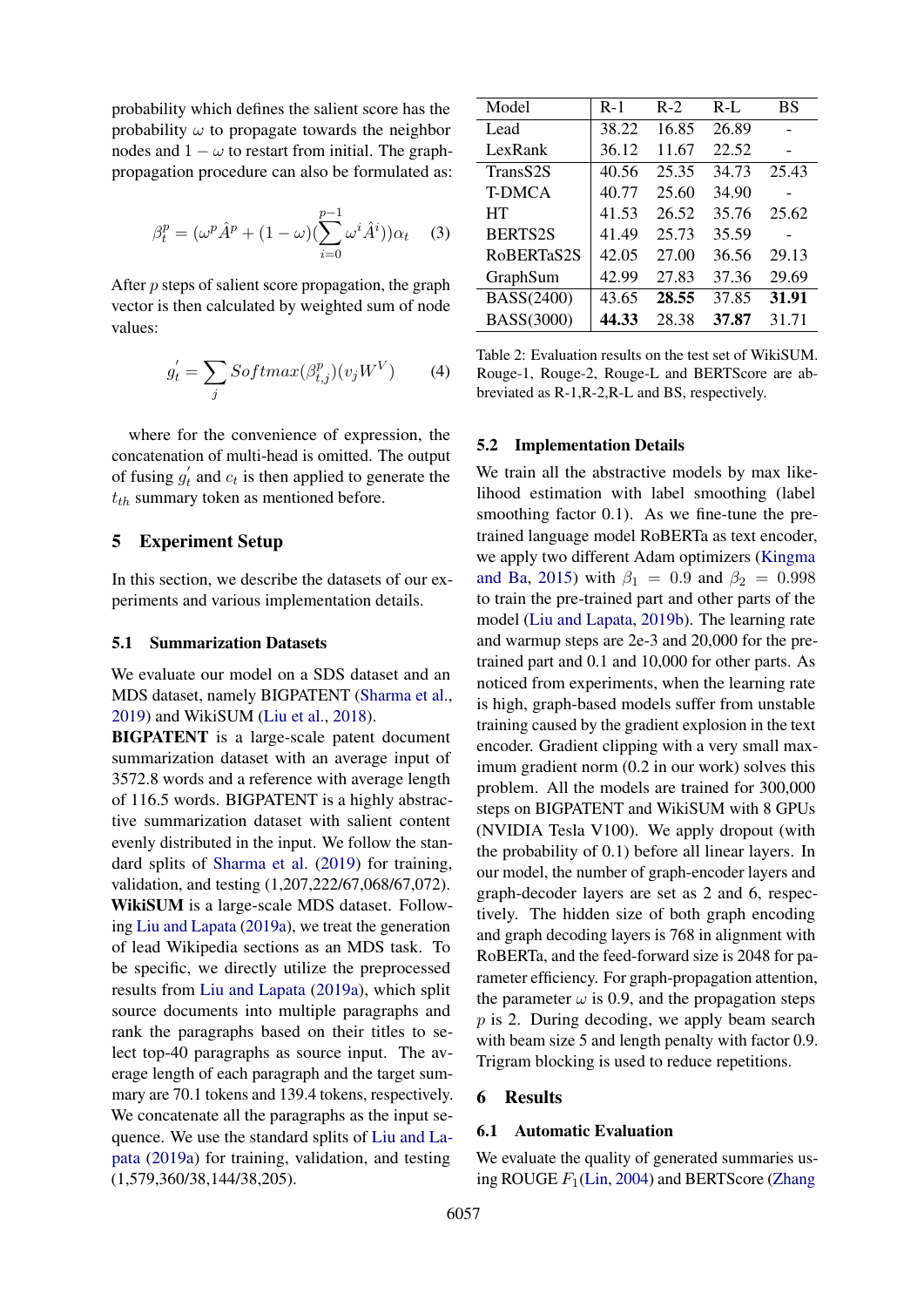probability which defines the salient score has the probability $\omega$ to propagate towards the neighbor nodes and $1-\omega$ to restart from initial. The graph-propagation procedure can also be formulated as:

$$\beta_t^p = (\omega^p \hat{A}^p + (1-\omega)(\sum_{i=0}^{p-1} \omega^i \hat{A}^i))\alpha_t \quad (3)$$

After $p$ steps of salient score propagation, the graph vector is then calculated by weighted sum of node values:

$$g_t^{'} = \sum_j Softmax(\beta_{t,j}^p)(v_j W^V) \quad (4)$$

where for the convenience of expression, the concatenation of multi-head is omitted. The output of fusing $g_t^{'}$ and $c_t$ is then applied to generate the $t_{th}$ summary token as mentioned before.

# 5 Experiment Setup

In this section, we describe the datasets of our experiments and various implementation details.

## 5.1 Summarization Datasets

We evaluate our model on a SDS dataset and an MDS dataset, namely BIGPATENT (Sharma et al., 2019) and WikiSUM (Liu et al., 2018).

**BIGPATENT** is a large-scale patent document summarization dataset with an average input of 3572.8 words and a reference with average length of 116.5 words. BIGPATENT is a highly abstractive summarization dataset with salient content evenly distributed in the input. We follow the standard splits of Sharma et al. (2019) for training, validation, and testing (1,207,222/67,068/67,072).

**WikiSUM** is a large-scale MDS dataset. Following Liu and Lapata (2019a), we treat the generation of lead Wikipedia sections as an MDS task. To be specific, we directly utilize the preprocessed results from Liu and Lapata (2019a), which split source documents into multiple paragraphs and rank the paragraphs based on their titles to select top-40 paragraphs as source input. The average length of each paragraph and the target summary are 70.1 tokens and 139.4 tokens, respectively. We concatenate all the paragraphs as the input sequence. We use the standard splits of Liu and Lapata (2019a) for training, validation, and testing (1,579,360/38,144/38,205).

| Model | R-1 | R-2 | R-L | BS |
|---|---|---|---|---|
| Lead | 38.22 | 16.85 | 26.89 | - |
| LexRank | 36.12 | 11.67 | 22.52 | - |
| TransS2S | 40.56 | 25.35 | 34.73 | 25.43 |
| T-DMCA | 40.77 | 25.60 | 34.90 | - |
| HT | 41.53 | 26.52 | 35.76 | 25.62 |
| BERTS2S | 41.49 | 25.73 | 35.59 | - |
| RoBERTaS2S | 42.05 | 27.00 | 36.56 | 29.13 |
| GraphSum | 42.99 | 27.83 | 37.36 | 29.69 |
| BASS(2400) | 43.65 | **28.55** | 37.85 | **31.91** |
| BASS(3000) | **44.33** | 28.38 | **37.87** | 31.71 |

Table 2: Evaluation results on the test set of WikiSUM. Rouge-1, Rouge-2, Rouge-L and BERTScore are abbreviated as R-1,R-2,R-L and BS, respectively.

## 5.2 Implementation Details

We train all the abstractive models by max likelihood estimation with label smoothing (label smoothing factor 0.1). As we fine-tune the pre-trained language model RoBERTa as text encoder, we apply two different Adam optimizers (Kingma and Ba, 2015) with $\beta_1 = 0.9$ and $\beta_2 = 0.998$ to train the pre-trained part and other parts of the model (Liu and Lapata, 2019b). The learning rate and warmup steps are 2e-3 and 20,000 for the pre-trained part and 0.1 and 10,000 for other parts. As noticed from experiments, when the learning rate is high, graph-based models suffer from unstable training caused by the gradient explosion in the text encoder. Gradient clipping with a very small maximum gradient norm (0.2 in our work) solves this problem. All the models are trained for 300,000 steps on BIGPATENT and WikiSUM with 8 GPUs (NVIDIA Tesla V100). We apply dropout (with the probability of 0.1) before all linear layers. In our model, the number of graph-encoder layers and graph-decoder layers are set as 2 and 6, respectively. The hidden size of both graph encoding and graph decoding layers is 768 in alignment with RoBERTa, and the feed-forward size is 2048 for parameter efficiency. For graph-propagation attention, the parameter $\omega$ is 0.9, and the propagation steps $p$ is 2. During decoding, we apply beam search with beam size 5 and length penalty with factor 0.9. Trigram blocking is used to reduce repetitions.

# 6 Results

## 6.1 Automatic Evaluation

We evaluate the quality of generated summaries using ROUGE $F_1$(Lin, 2004) and BERTScore (Zhang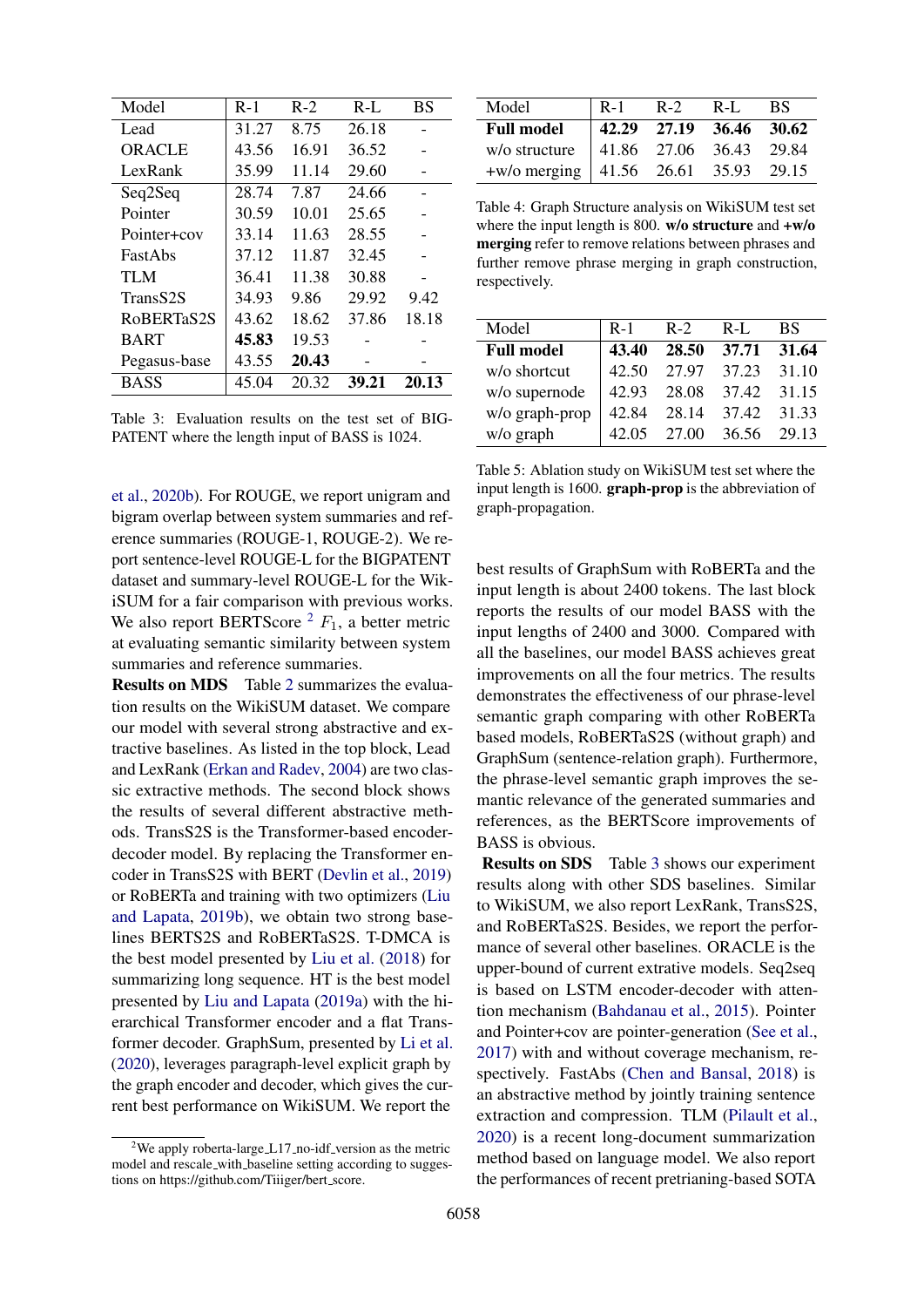| Model | R-1 | R-2 | R-L | BS |
|---|---|---|---|---|
| Lead | 31.27 | 8.75 | 26.18 | - |
| ORACLE | 43.56 | 16.91 | 36.52 | - |
| LexRank | 35.99 | 11.14 | 29.60 | - |
| Seq2Seq | 28.74 | 7.87 | 24.66 | - |
| Pointer | 30.59 | 10.01 | 25.65 | - |
| Pointer+cov | 33.14 | 11.63 | 28.55 | - |
| FastAbs | 37.12 | 11.87 | 32.45 | - |
| TLM | 36.41 | 11.38 | 30.88 | - |
| TransS2S | 34.93 | 9.86 | 29.92 | 9.42 |
| RoBERTaS2S | 43.62 | 18.62 | 37.86 | 18.18 |
| BART | **45.83** | 19.53 | - | - |
| Pegasus-base | 43.55 | **20.43** | - | - |
| BASS | 45.04 | 20.32 | **39.21** | **20.13** |

Table 3: Evaluation results on the test set of BIGPATENT where the length input of BASS is 1024.

et al., 2020b). For ROUGE, we report unigram and bigram overlap between system summaries and reference summaries (ROUGE-1, ROUGE-2). We report sentence-level ROUGE-L for the BIGPATENT dataset and summary-level ROUGE-L for the WikiSUM for a fair comparison with previous works. We also report BERTScore [2] $F_1$, a better metric at evaluating semantic similarity between system summaries and reference summaries.

**Results on MDS** Table 2 summarizes the evaluation results on the WikiSUM dataset. We compare our model with several strong abstractive and extractive baselines. As listed in the top block, Lead and LexRank (Erkan and Radev, 2004) are two classic extractive methods. The second block shows the results of several different abstractive methods. TransS2S is the Transformer-based encoder-decoder model. By replacing the Transformer encoder in TransS2S with BERT (Devlin et al., 2019) or RoBERTa and training with two optimizers (Liu and Lapata, 2019b), we obtain two strong baselines BERTS2S and RoBERTaS2S. T-DMCA is the best model presented by Liu et al. (2018) for summarizing long sequence. HT is the best model presented by Liu and Lapata (2019a) with the hierarchical Transformer encoder and a flat Transformer decoder. GraphSum, presented by Li et al. (2020), leverages paragraph-level explicit graph by the graph encoder and decoder, which gives the current best performance on WikiSUM. We report the best results of GraphSum with RoBERTa and the input length is about 2400 tokens. The last block reports the results of our model BASS with the input lengths of 2400 and 3000. Compared with all the baselines, our model BASS achieves great improvements on all the four metrics. The results demonstrates the effectiveness of our phrase-level semantic graph comparing with other RoBERTa based models, RoBERTaS2S (without graph) and GraphSum (sentence-relation graph). Furthermore, the phrase-level semantic graph improves the semantic relevance of the generated summaries and references, as the BERTScore improvements of BASS is obvious.

**Results on SDS** Table 3 shows our experiment results along with other SDS baselines. Similar to WikiSUM, we also report LexRank, TransS2S, and RoBERTaS2S. Besides, we report the performance of several other baselines. ORACLE is the upper-bound of current extrative models. Seq2seq is based on LSTM encoder-decoder with attention mechanism (Bahdanau et al., 2015). Pointer and Pointer+cov are pointer-generation (See et al., 2017) with and without coverage mechanism, respectively. FastAbs (Chen and Bansal, 2018) is an abstractive method by jointly training sentence extraction and compression. TLM (Pilault et al., 2020) is a recent long-document summarization method based on language model. We also report the performances of recent pretriang-based SOTA

| Model | R-1 | R-2 | R-L | BS |
|---|---|---|---|---|
| **Full model** | **42.29** | **27.19** | **36.46** | **30.62** |
| w/o structure | 41.86 | 27.06 | 36.43 | 29.84 |
| +w/o merging | 41.56 | 26.61 | 35.93 | 29.15 |

Table 4: Graph Structure analysis on WikiSUM test set where the input length is 800. **w/o structure** and **+w/o merging** refer to remove relations between phrases and further remove phrase merging in graph construction, respectively.

| Model | R-1 | R-2 | R-L | BS |
|---|---|---|---|---|
| **Full model** | **43.40** | **28.50** | **37.71** | **31.64** |
| w/o shortcut | 42.50 | 27.97 | 37.23 | 31.10 |
| w/o supernode | 42.93 | 28.08 | 37.42 | 31.15 |
| w/o graph-prop | 42.84 | 28.14 | 37.42 | 31.33 |
| w/o graph | 42.05 | 27.00 | 36.56 | 29.13 |

Table 5: Ablation study on WikiSUM test set where the input length is 1600. **graph-prop** is the abbreviation of graph-propagation.

[2] We apply roberta-large_L17_no-idf_version as the metric model and rescale_with_baseline setting according to suggestions on https://github.com/Tiiiger/bert_score.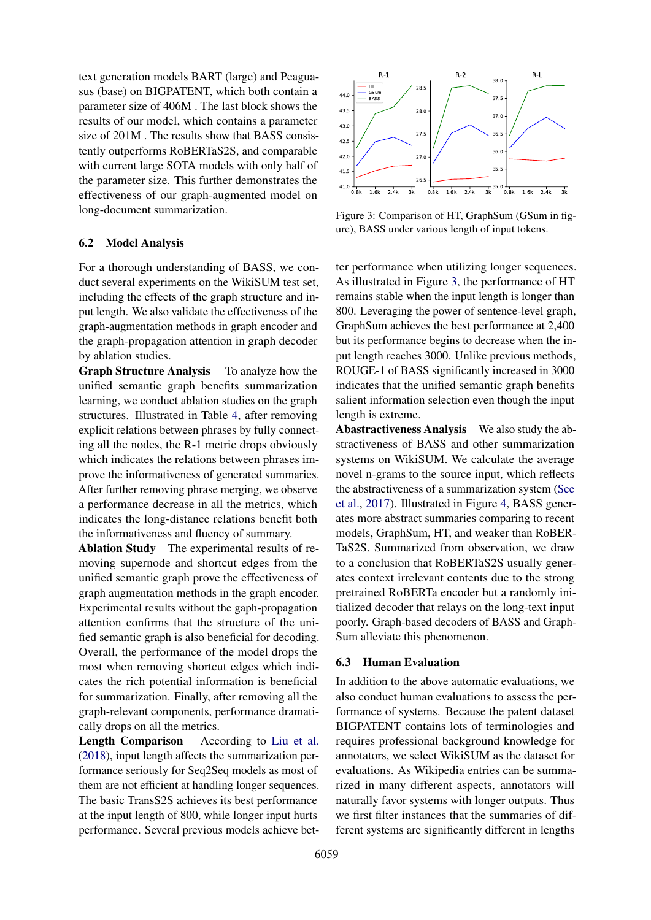text generation models BART (large) and Peagua-sus (base) on BIGPATENT, which both contain a parameter size of 406M . The last block shows the results of our model, which contains a parameter size of 201M . The results show that BASS consistently outperforms RoBERTaS2S, and comparable with current large SOTA models with only half of the parameter size. This further demonstrates the effectiveness of our graph-augmented model on long-document summarization.

Figure 3: Comparison of HT, GraphSum (GSum in figure), BASS under various length of input tokens.

## 6.2 Model Analysis

For a thorough understanding of BASS, we conduct several experiments on the WikiSUM test set, including the effects of the graph structure and input length. We also validate the effectiveness of the graph-augmentation methods in graph encoder and the graph-propagation attention in graph decoder by ablation studies.

**Graph Structure Analysis** To analyze how the unified semantic graph benefits summarization learning, we conduct ablation studies on the graph structures. Illustrated in Table 4, after removing explicit relations between phrases by fully connecting all the nodes, the R-1 metric drops obviously which indicates the relations between phrases improve the informativeness of generated summaries. After further removing phrase merging, we observe a performance decrease in all the metrics, which indicates the long-distance relations benefit both the informativeness and fluency of summary.

**Ablation Study** The experimental results of removing supernode and shortcut edges from the unified semantic graph prove the effectiveness of graph augmentation methods in the graph encoder. Experimental results without the gaph-propagation attention confirms that the structure of the unified semantic graph is also beneficial for decoding. Overall, the performance of the model drops the most when removing shortcut edges which indicates the rich potential information is beneficial for summarization. Finally, after removing all the graph-relevant components, performance dramatically drops on all the metrics.

**Length Comparison** According to Liu et al. (2018), input length affects the summarization performance seriously for Seq2Seq models as most of them are not efficient at handling longer sequences. The basic TransS2S achieves its best performance at the input length of 800, while longer input hurts performance. Several previous models achieve better performance when utilizing longer sequences. As illustrated in Figure 3, the performance of HT remains stable when the input length is longer than 800. Leveraging the power of sentence-level graph, GraphSum achieves the best performance at 2,400 but its performance begins to decrease when the input length reaches 3000. Unlike previous methods, ROUGE-1 of BASS significantly increased in 3000 indicates that the unified semantic graph benefits salient information selection even though the input length is extreme.

**Abastractiveness Analysis** We also study the abstractiveness of BASS and other summarization systems on WikiSUM. We calculate the average novel n-grams to the source input, which reflects the abstractiveness of a summarization system (See et al., 2017). Illustrated in Figure 4, BASS generates more abstract summaries comparing to recent models, GraphSum, HT, and weaker than RoBERTaS2S. Summarized from observation, we draw to a conclusion that RoBERTaS2S usually generates context irrelevant contents due to the strong pretrained RoBERTa encoder but a randomly initialized decoder that relays on the long-text input poorly. Graph-based decoders of BASS and GraphSum alleviate this phenomenon.

## 6.3 Human Evaluation

In addition to the above automatic evaluations, we also conduct human evaluations to assess the performance of systems. Because the patent dataset BIGPATENT contains lots of terminologies and requires professional background knowledge for annotators, we select WikiSUM as the dataset for evaluations. As Wikipedia entries can be summarized in many different aspects, annotators will naturally favor systems with longer outputs. Thus we first filter instances that the summaries of different systems are significantly different in lengths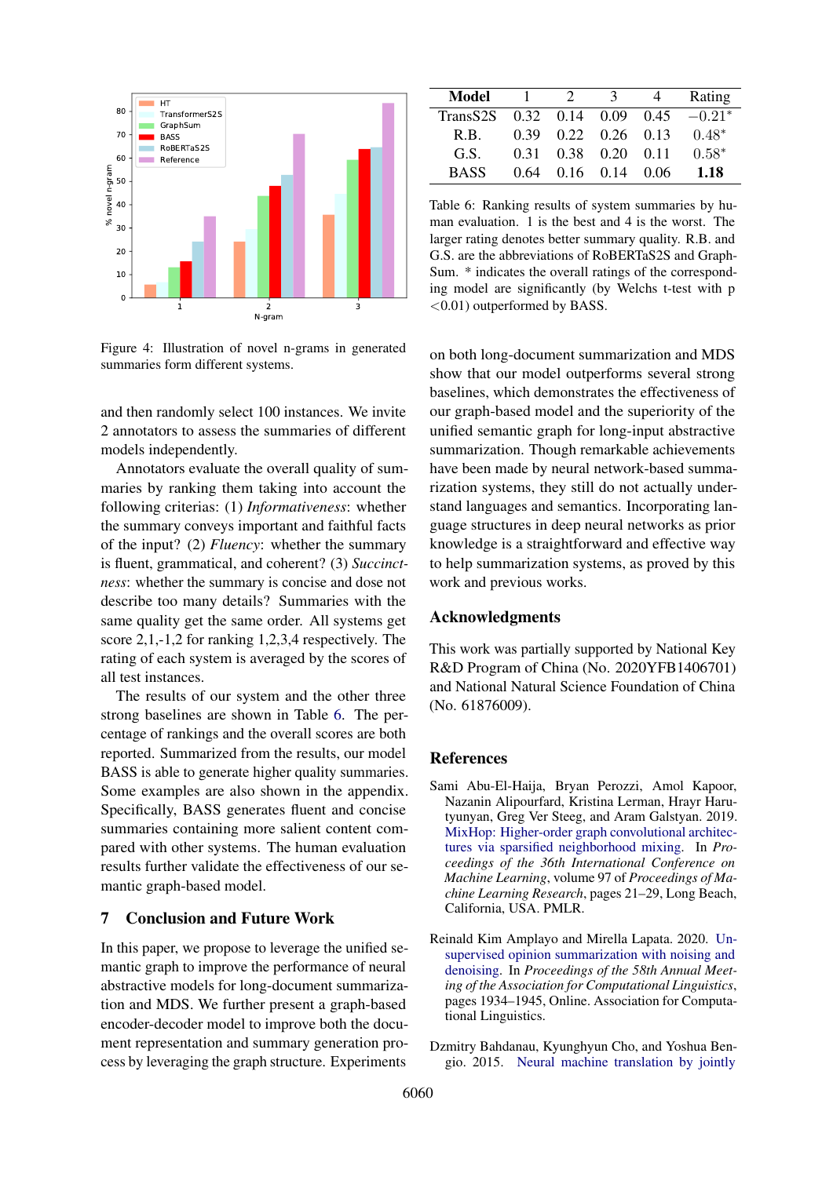Figure 4: Illustration of novel n-grams in generated summaries form different systems.

and then randomly select 100 instances. We invite 2 annotators to assess the summaries of different models independently.

Annotators evaluate the overall quality of summaries by ranking them taking into account the following criterias: (1) *Informativeness*: whether the summary conveys important and faithful facts of the input? (2) *Fluency*: whether the summary is fluent, grammatical, and coherent? (3) *Succinctness*: whether the summary is concise and dose not describe too many details? Summaries with the same quality get the same order. All systems get score 2,1,-1,2 for ranking 1,2,3,4 respectively. The rating of each system is averaged by the scores of all test instances.

The results of our system and the other three strong baselines are shown in Table 6. The percentage of rankings and the overall scores are both reported. Summarized from the results, our model BASS is able to generate higher quality summaries. Some examples are also shown in the appendix. Specifically, BASS generates fluent and concise summaries containing more salient content compared with other systems. The human evaluation results further validate the effectiveness of our semantic graph-based model.

## 7 Conclusion and Future Work

In this paper, we propose to leverage the unified semantic graph to improve the performance of neural abstractive models for long-document summarization and MDS. We further present a graph-based encoder-decoder model to improve both the document representation and summary generation process by leveraging the graph structure. Experiments

| Model | 1 | 2 | 3 | 4 | Rating |
|---|---|---|---|---|---|
| TransS2S | 0.32 | 0.14 | 0.09 | 0.45 | $-0.21^*$ |
| R.B. | 0.39 | 0.22 | 0.26 | 0.13 | $0.48^*$ |
| G.S. | 0.31 | 0.38 | 0.20 | 0.11 | $0.58^*$ |
| BASS | 0.64 | 0.16 | 0.14 | 0.06 | **1.18** |

Table 6: Ranking results of system summaries by human evaluation. 1 is the best and 4 is the worst. The larger rating denotes better summary quality. R.B. and G.S. are the abbreviations of RoBERTaS2S and GraphSum. * indicates the overall ratings of the corresponding model are significantly (by Welchs t-test with p <0.01) outperformed by BASS.

on both long-document summarization and MDS show that our model outperforms several strong baselines, which demonstrates the effectiveness of our graph-based model and the superiority of the unified semantic graph for long-input abstractive summarization. Though remarkable achievements have been made by neural network-based summarization systems, they still do not actually understand languages and semantics. Incorporating language structures in deep neural networks as prior knowledge is a straightforward and effective way to help summarization systems, as proved by this work and previous works.

## Acknowledgments

This work was partially supported by National Key R&D Program of China (No. 2020YFB1406701) and National Natural Science Foundation of China (No. 61876009).

## References

Sami Abu-El-Haija, Bryan Perozzi, Amol Kapoor, Nazanin Alipourfard, Kristina Lerman, Hrayr Harutyunyan, Greg Ver Steeg, and Aram Galstyan. 2019. MixHop: Higher-order graph convolutional architectures via sparsified neighborhood mixing. In *Proceedings of the 36th International Conference on Machine Learning*, volume 97 of *Proceedings of Machine Learning Research*, pages 21–29, Long Beach, California, USA. PMLR.

Reinald Kim Amplayo and Mirella Lapata. 2020. Unsupervised opinion summarization with noising and denoising. In *Proceedings of the 58th Annual Meeting of the Association for Computational Linguistics*, pages 1934–1945, Online. Association for Computational Linguistics.

Dzmitry Bahdanau, Kyunghyun Cho, and Yoshua Bengio. 2015. Neural machine translation by jointly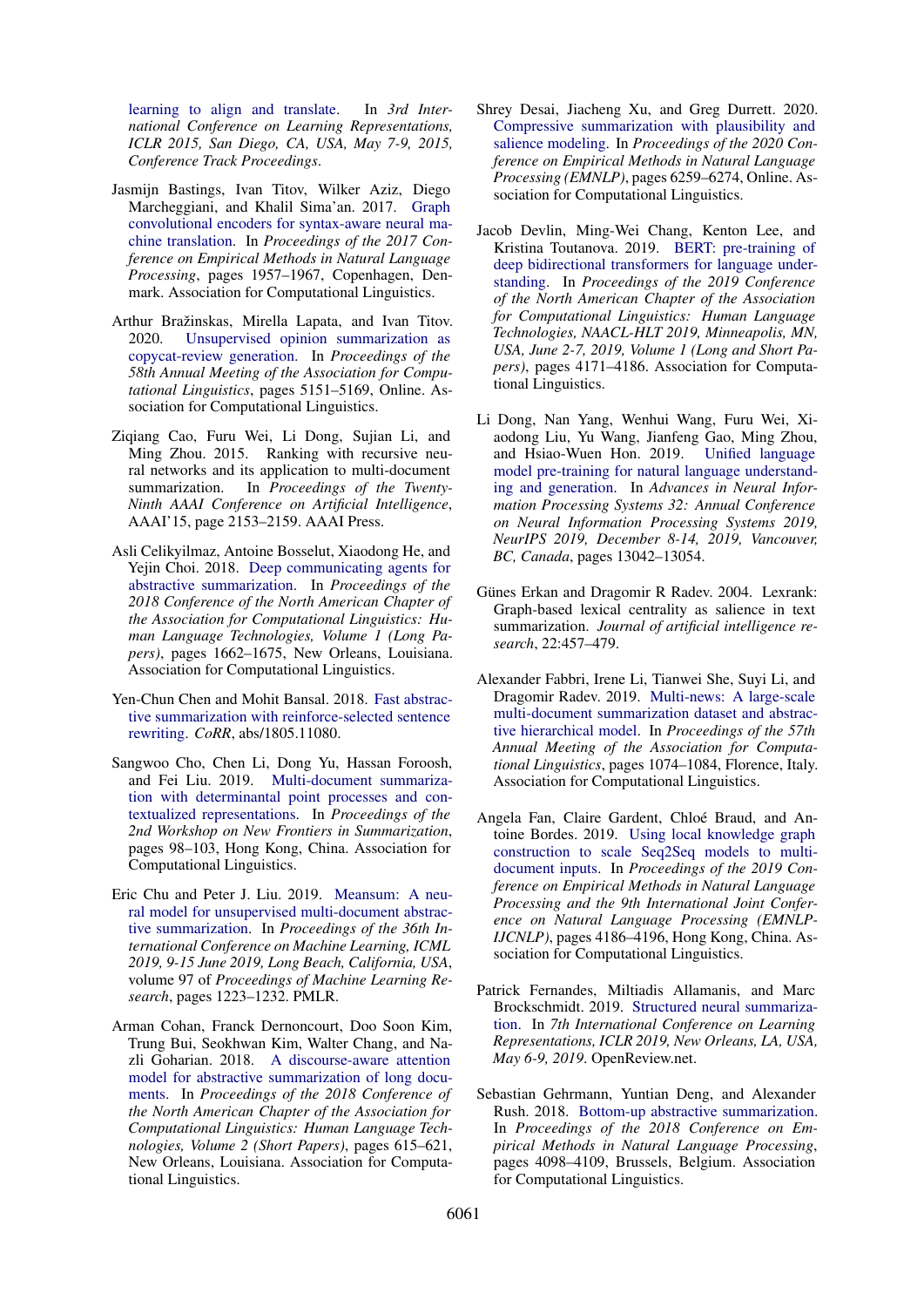learning to align and translate. In *3rd International Conference on Learning Representations, ICLR 2015, San Diego, CA, USA, May 7-9, 2015, Conference Track Proceedings*.

Jasmijn Bastings, Ivan Titov, Wilker Aziz, Diego Marcheggiani, and Khalil Sima'an. 2017. Graph convolutional encoders for syntax-aware neural machine translation. In *Proceedings of the 2017 Conference on Empirical Methods in Natural Language Processing*, pages 1957–1967, Copenhagen, Denmark. Association for Computational Linguistics.

Arthur Bražinskas, Mirella Lapata, and Ivan Titov. 2020. Unsupervised opinion summarization as copycat-review generation. In *Proceedings of the 58th Annual Meeting of the Association for Computational Linguistics*, pages 5151–5169, Online. Association for Computational Linguistics.

Ziqiang Cao, Furu Wei, Li Dong, Sujian Li, and Ming Zhou. 2015. Ranking with recursive neural networks and its application to multi-document summarization. In *Proceedings of the Twenty-Ninth AAAI Conference on Artificial Intelligence*, AAAI'15, page 2153–2159. AAAI Press.

Asli Celikyilmaz, Antoine Bosselut, Xiaodong He, and Yejin Choi. 2018. Deep communicating agents for abstractive summarization. In *Proceedings of the 2018 Conference of the North American Chapter of the Association for Computational Linguistics: Human Language Technologies, Volume 1 (Long Papers)*, pages 1662–1675, New Orleans, Louisiana. Association for Computational Linguistics.

Yen-Chun Chen and Mohit Bansal. 2018. Fast abstractive summarization with reinforce-selected sentence rewriting. *CoRR*, abs/1805.11080.

Sangwoo Cho, Chen Li, Dong Yu, Hassan Foroosh, and Fei Liu. 2019. Multi-document summarization with determinantal point processes and contextualized representations. In *Proceedings of the 2nd Workshop on New Frontiers in Summarization*, pages 98–103, Hong Kong, China. Association for Computational Linguistics.

Eric Chu and Peter J. Liu. 2019. Meansum: A neural model for unsupervised multi-document abstractive summarization. In *Proceedings of the 36th International Conference on Machine Learning, ICML 2019, 9-15 June 2019, Long Beach, California, USA*, volume 97 of *Proceedings of Machine Learning Research*, pages 1223–1232. PMLR.

Arman Cohan, Franck Dernoncourt, Doo Soon Kim, Trung Bui, Seokhwan Kim, Walter Chang, and Nazli Goharian. 2018. A discourse-aware attention model for abstractive summarization of long documents. In *Proceedings of the 2018 Conference of the North American Chapter of the Association for Computational Linguistics: Human Language Technologies, Volume 2 (Short Papers)*, pages 615–621, New Orleans, Louisiana. Association for Computational Linguistics.

Shrey Desai, Jiacheng Xu, and Greg Durrett. 2020. Compressive summarization with plausibility and salience modeling. In *Proceedings of the 2020 Conference on Empirical Methods in Natural Language Processing (EMNLP)*, pages 6259–6274, Online. Association for Computational Linguistics.

Jacob Devlin, Ming-Wei Chang, Kenton Lee, and Kristina Toutanova. 2019. BERT: pre-training of deep bidirectional transformers for language understanding. In *Proceedings of the 2019 Conference of the North American Chapter of the Association for Computational Linguistics: Human Language Technologies, NAACL-HLT 2019, Minneapolis, MN, USA, June 2-7, 2019, Volume 1 (Long and Short Papers)*, pages 4171–4186. Association for Computational Linguistics.

Li Dong, Nan Yang, Wenhui Wang, Furu Wei, Xiaodong Liu, Yu Wang, Jianfeng Gao, Ming Zhou, and Hsiao-Wuen Hon. 2019. Unified language model pre-training for natural language understanding and generation. In *Advances in Neural Information Processing Systems 32: Annual Conference on Neural Information Processing Systems 2019, NeurIPS 2019, December 8-14, 2019, Vancouver, BC, Canada*, pages 13042–13054.

Günes Erkan and Dragomir R Radev. 2004. Lexrank: Graph-based lexical centrality as salience in text summarization. *Journal of artificial intelligence research*, 22:457–479.

Alexander Fabbri, Irene Li, Tianwei She, Suyi Li, and Dragomir Radev. 2019. Multi-news: A large-scale multi-document summarization dataset and abstractive hierarchical model. In *Proceedings of the 57th Annual Meeting of the Association for Computational Linguistics*, pages 1074–1084, Florence, Italy. Association for Computational Linguistics.

Angela Fan, Claire Gardent, Chloé Braud, and Antoine Bordes. 2019. Using local knowledge graph construction to scale Seq2Seq models to multi-document inputs. In *Proceedings of the 2019 Conference on Empirical Methods in Natural Language Processing and the 9th International Joint Conference on Natural Language Processing (EMNLP-IJCNLP)*, pages 4186–4196, Hong Kong, China. Association for Computational Linguistics.

Patrick Fernandes, Miltiadis Allamanis, and Marc Brockschmidt. 2019. Structured neural summarization. In *7th International Conference on Learning Representations, ICLR 2019, New Orleans, LA, USA, May 6-9, 2019*. OpenReview.net.

Sebastian Gehrmann, Yuntian Deng, and Alexander Rush. 2018. Bottom-up abstractive summarization. In *Proceedings of the 2018 Conference on Empirical Methods in Natural Language Processing*, pages 4098–4109, Brussels, Belgium. Association for Computational Linguistics.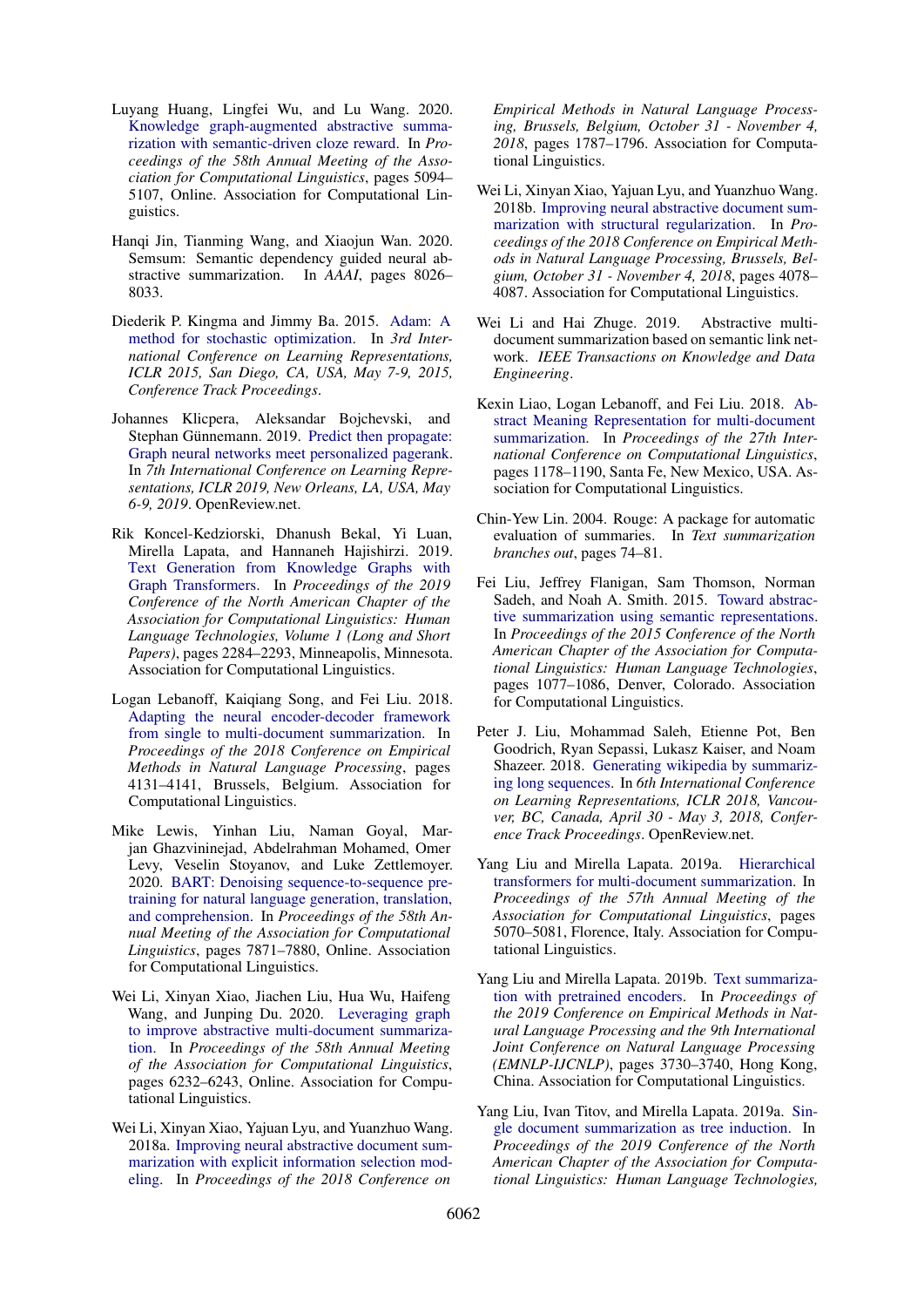Luyang Huang, Lingfei Wu, and Lu Wang. 2020. Knowledge graph-augmented abstractive summarization with semantic-driven cloze reward. In *Proceedings of the 58th Annual Meeting of the Association for Computational Linguistics*, pages 5094–5107, Online. Association for Computational Linguistics.

Hanqi Jin, Tianming Wang, and Xiaojun Wan. 2020. Semsum: Semantic dependency guided neural abstractive summarization. In *AAAI*, pages 8026–8033.

Diederik P. Kingma and Jimmy Ba. 2015. Adam: A method for stochastic optimization. In *3rd International Conference on Learning Representations, ICLR 2015, San Diego, CA, USA, May 7-9, 2015, Conference Track Proceedings*.

Johannes Klicpera, Aleksandar Bojchevski, and Stephan Günnemann. 2019. Predict then propagate: Graph neural networks meet personalized pagerank. In *7th International Conference on Learning Representations, ICLR 2019, New Orleans, LA, USA, May 6-9, 2019*. OpenReview.net.

Rik Koncel-Kedziorski, Dhanush Bekal, Yi Luan, Mirella Lapata, and Hannaneh Hajishirzi. 2019. Text Generation from Knowledge Graphs with Graph Transformers. In *Proceedings of the 2019 Conference of the North American Chapter of the Association for Computational Linguistics: Human Language Technologies, Volume 1 (Long and Short Papers)*, pages 2284–2293, Minneapolis, Minnesota. Association for Computational Linguistics.

Logan Lebanoff, Kaiqiang Song, and Fei Liu. 2018. Adapting the neural encoder-decoder framework from single to multi-document summarization. In *Proceedings of the 2018 Conference on Empirical Methods in Natural Language Processing*, pages 4131–4141, Brussels, Belgium. Association for Computational Linguistics.

Mike Lewis, Yinhan Liu, Naman Goyal, Marjan Ghazvininejad, Abdelrahman Mohamed, Omer Levy, Veselin Stoyanov, and Luke Zettlemoyer. 2020. BART: Denoising sequence-to-sequence pre-training for natural language generation, translation, and comprehension. In *Proceedings of the 58th Annual Meeting of the Association for Computational Linguistics*, pages 7871–7880, Online. Association for Computational Linguistics.

Wei Li, Xinyan Xiao, Jiachen Liu, Hua Wu, Haifeng Wang, and Junping Du. 2020. Leveraging graph to improve abstractive multi-document summarization. In *Proceedings of the 58th Annual Meeting of the Association for Computational Linguistics*, pages 6232–6243, Online. Association for Computational Linguistics.

Wei Li, Xinyan Xiao, Yajuan Lyu, and Yuanzhuo Wang. 2018a. Improving neural abstractive document summarization with explicit information selection modeling. In *Proceedings of the 2018 Conference on Empirical Methods in Natural Language Processing, Brussels, Belgium, October 31 - November 4, 2018*, pages 1787–1796. Association for Computational Linguistics.

Wei Li, Xinyan Xiao, Yajuan Lyu, and Yuanzhuo Wang. 2018b. Improving neural abstractive document summarization with structural regularization. In *Proceedings of the 2018 Conference on Empirical Methods in Natural Language Processing, Brussels, Belgium, October 31 - November 4, 2018*, pages 4078–4087. Association for Computational Linguistics.

Wei Li and Hai Zhuge. 2019. Abstractive multi-document summarization based on semantic link network. *IEEE Transactions on Knowledge and Data Engineering*.

Kexin Liao, Logan Lebanoff, and Fei Liu. 2018. Abstract Meaning Representation for multi-document summarization. In *Proceedings of the 27th International Conference on Computational Linguistics*, pages 1178–1190, Santa Fe, New Mexico, USA. Association for Computational Linguistics.

Chin-Yew Lin. 2004. Rouge: A package for automatic evaluation of summaries. In *Text summarization branches out*, pages 74–81.

Fei Liu, Jeffrey Flanigan, Sam Thomson, Norman Sadeh, and Noah A. Smith. 2015. Toward abstractive summarization using semantic representations. In *Proceedings of the 2015 Conference of the North American Chapter of the Association for Computational Linguistics: Human Language Technologies*, pages 1077–1086, Denver, Colorado. Association for Computational Linguistics.

Peter J. Liu, Mohammad Saleh, Etienne Pot, Ben Goodrich, Ryan Sepassi, Lukasz Kaiser, and Noam Shazeer. 2018. Generating wikipedia by summarizing long sequences. In *6th International Conference on Learning Representations, ICLR 2018, Vancouver, BC, Canada, April 30 - May 3, 2018, Conference Track Proceedings*. OpenReview.net.

Yang Liu and Mirella Lapata. 2019a. Hierarchical transformers for multi-document summarization. In *Proceedings of the 57th Annual Meeting of the Association for Computational Linguistics*, pages 5070–5081, Florence, Italy. Association for Computational Linguistics.

Yang Liu and Mirella Lapata. 2019b. Text summarization with pretrained encoders. In *Proceedings of the 2019 Conference on Empirical Methods in Natural Language Processing and the 9th International Joint Conference on Natural Language Processing (EMNLP-IJCNLP)*, pages 3730–3740, Hong Kong, China. Association for Computational Linguistics.

Yang Liu, Ivan Titov, and Mirella Lapata. 2019a. Single document summarization as tree induction. In *Proceedings of the 2019 Conference of the North American Chapter of the Association for Computational Linguistics: Human Language Technologies,*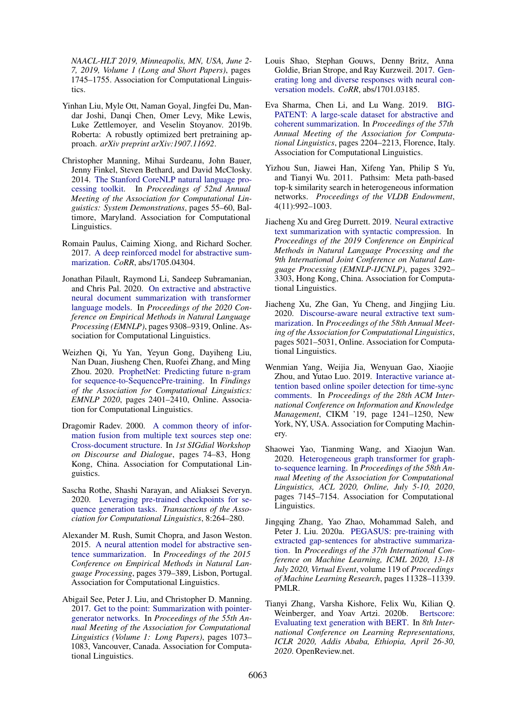NAACL-HLT 2019, Minneapolis, MN, USA, June 2-7, 2019, Volume 1 (Long and Short Papers)*, pages 1745–1755. Association for Computational Linguistics.

Yinhan Liu, Myle Ott, Naman Goyal, Jingfei Du, Mandar Joshi, Danqi Chen, Omer Levy, Mike Lewis, Luke Zettlemoyer, and Veselin Stoyanov. 2019b. Roberta: A robustly optimized bert pretraining approach. *arXiv preprint arXiv:1907.11692*.

Christopher Manning, Mihai Surdeanu, John Bauer, Jenny Finkel, Steven Bethard, and David McClosky. 2014. The Stanford CoreNLP natural language processing toolkit. In *Proceedings of 52nd Annual Meeting of the Association for Computational Linguistics: System Demonstrations*, pages 55–60, Baltimore, Maryland. Association for Computational Linguistics.

Romain Paulus, Caiming Xiong, and Richard Socher. 2017. A deep reinforced model for abstractive summarization. *CoRR*, abs/1705.04304.

Jonathan Pilault, Raymond Li, Sandeep Subramanian, and Chris Pal. 2020. On extractive and abstractive neural document summarization with transformer language models. In *Proceedings of the 2020 Conference on Empirical Methods in Natural Language Processing (EMNLP)*, pages 9308–9319, Online. Association for Computational Linguistics.

Weizhen Qi, Yu Yan, Yeyun Gong, Dayiheng Liu, Nan Duan, Jiusheng Chen, Ruofei Zhang, and Ming Zhou. 2020. ProphetNet: Predicting future n-gram for sequence-to-SequencePre-training. In *Findings of the Association for Computational Linguistics: EMNLP 2020*, pages 2401–2410, Online. Association for Computational Linguistics.

Dragomir Radev. 2000. A common theory of information fusion from multiple text sources step one: Cross-document structure. In *1st SIGdial Workshop on Discourse and Dialogue*, pages 74–83, Hong Kong, China. Association for Computational Linguistics.

Sascha Rothe, Shashi Narayan, and Aliaksei Severyn. 2020. Leveraging pre-trained checkpoints for sequence generation tasks. *Transactions of the Association for Computational Linguistics*, 8:264–280.

Alexander M. Rush, Sumit Chopra, and Jason Weston. 2015. A neural attention model for abstractive sentence summarization. In *Proceedings of the 2015 Conference on Empirical Methods in Natural Language Processing*, pages 379–389, Lisbon, Portugal. Association for Computational Linguistics.

Abigail See, Peter J. Liu, and Christopher D. Manning. 2017. Get to the point: Summarization with pointer-generator networks. In *Proceedings of the 55th Annual Meeting of the Association for Computational Linguistics (Volume 1: Long Papers)*, pages 1073–1083, Vancouver, Canada. Association for Computational Linguistics.

Louis Shao, Stephan Gouws, Denny Britz, Anna Goldie, Brian Strope, and Ray Kurzweil. 2017. Generating long and diverse responses with neural conversation models. *CoRR*, abs/1701.03185.

Eva Sharma, Chen Li, and Lu Wang. 2019. BIGPATENT: A large-scale dataset for abstractive and coherent summarization. In *Proceedings of the 57th Annual Meeting of the Association for Computational Linguistics*, pages 2204–2213, Florence, Italy. Association for Computational Linguistics.

Yizhou Sun, Jiawei Han, Xifeng Yan, Philip S Yu, and Tianyi Wu. 2011. Pathsim: Meta path-based top-k similarity search in heterogeneous information networks. *Proceedings of the VLDB Endowment*, 4(11):992–1003.

Jiacheng Xu and Greg Durrett. 2019. Neural extractive text summarization with syntactic compression. In *Proceedings of the 2019 Conference on Empirical Methods in Natural Language Processing and the 9th International Joint Conference on Natural Language Processing (EMNLP-IJCNLP)*, pages 3292–3303, Hong Kong, China. Association for Computational Linguistics.

Jiacheng Xu, Zhe Gan, Yu Cheng, and Jingjing Liu. 2020. Discourse-aware neural extractive text summarization. In *Proceedings of the 58th Annual Meeting of the Association for Computational Linguistics*, pages 5021–5031, Online. Association for Computational Linguistics.

Wenmian Yang, Weijia Jia, Wenyuan Gao, Xiaojie Zhou, and Yutao Luo. 2019. Interactive variance attention based online spoiler detection for time-sync comments. In *Proceedings of the 28th ACM International Conference on Information and Knowledge Management*, CIKM '19, page 1241–1250, New York, NY, USA. Association for Computing Machinery.

Shaowei Yao, Tianming Wang, and Xiaojun Wan. 2020. Heterogeneous graph transformer for graph-to-sequence learning. In *Proceedings of the 58th Annual Meeting of the Association for Computational Linguistics, ACL 2020, Online, July 5-10, 2020*, pages 7145–7154. Association for Computational Linguistics.

Jingqing Zhang, Yao Zhao, Mohammad Saleh, and Peter J. Liu. 2020a. PEGASUS: pre-training with extracted gap-sentences for abstractive summarization. In *Proceedings of the 37th International Conference on Machine Learning, ICML 2020, 13-18 July 2020, Virtual Event*, volume 119 of *Proceedings of Machine Learning Research*, pages 11328–11339. PMLR.

Tianyi Zhang, Varsha Kishore, Felix Wu, Kilian Q. Weinberger, and Yoav Artzi. 2020b. Bertscore: Evaluating text generation with BERT. In *8th International Conference on Learning Representations, ICLR 2020, Addis Ababa, Ethiopia, April 26-30, 2020*. OpenReview.net.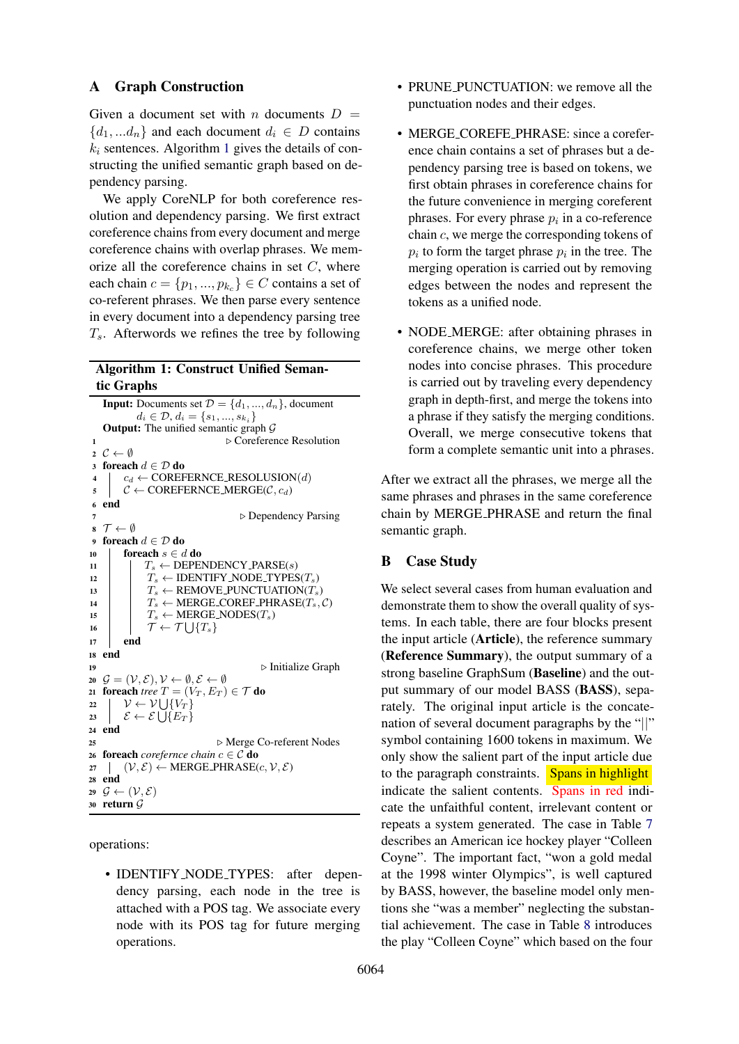## A Graph Construction

Given a document set with $n$ documents $D = \{d_1, ...d_n\}$ and each document $d_i \in D$ contains $k_i$ sentences. Algorithm 1 gives the details of constructing the unified semantic graph based on dependency parsing.

We apply CoreNLP for both coreference resolution and dependency parsing. We first extract coreference chains from every document and merge coreference chains with overlap phrases. We memorize all the coreference chains in set $C$, where each chain $c = \{p_1, ..., p_{k_c}\} \in C$ contains a set of co-referent phrases. We then parse every sentence in every document into a dependency parsing tree $T_s$. Afterwords we refines the tree by following operations:

**Algorithm 1: Construct Unified Semantic Graphs**

```
Input: Documents set D = {d_1, ..., d_n}, document
       d_i ∈ D, d_i = {s_1, ..., s_{k_i}}
Output: The unified semantic graph G
1                                        ▷ Coreference Resolution
2  C ← ∅
3  foreach d ∈ D do
4  |   c_d ← COREFERNCE_RESOLUTION(d)
5  |   C ← COREFERNCE_MERGE(C, c_d)
6  end
7                                        ▷ Dependency Parsing
8  T ← ∅
9  foreach d ∈ D do
10 |   foreach s ∈ d do
11 |   |   T_s ← DEPENDENCY_PARSE(s)
12 |   |   T_s ← IDENTIFY_NODE_TYPES(T_s)
13 |   |   T_s ← REMOVE_PUNCTUATION(T_s)
14 |   |   T_s ← MERGE_COREF_PHRASE(T_s, C)
15 |   |   T_s ← MERGE_NODES(T_s)
16 |   |   T ← T ⋃ {T_s}
17 |   end
18 end
19                                       ▷ Initialize Graph
20 G = (V, E), V ← ∅, E ← ∅
21 foreach tree T = (V_T, E_T) ∈ T do
22 |   V ← V ⋃ {V_T}
23 |   E ← E ⋃ {E_T}
24 end
25                                       ▷ Merge Co-referent Nodes
26 foreach corefernce chain c ∈ C do
27 |   (V, E) ← MERGE_PHRASE(c, V, E)
28 end
29 G ← (V, E)
30 return G
```

- IDENTIFY_NODE_TYPES: after dependency parsing, each node in the tree is attached with a POS tag. We associate every node with its POS tag for future merging operations.
- PRUNE_PUNCTUATION: we remove all the punctuation nodes and their edges.
- MERGE_COREFE_PHRASE: since a coreference chain contains a set of phrases but a dependency parsing tree is based on tokens, we first obtain phrases in coreference chains for the future convenience in merging coreferent phrases. For every phrase $p_i$ in a co-reference chain $c$, we merge the corresponding tokens of $p_i$ to form the target phrase $p_i$ in the tree. The merging operation is carried out by removing edges between the nodes and represent the tokens as a unified node.
- NODE_MERGE: after obtaining phrases in coreference chains, we merge other token nodes into concise phrases. This procedure is carried out by traveling every dependency graph in depth-first, and merge the tokens into a phrase if they satisfy the merging conditions. Overall, we merge consecutive tokens that form a complete semantic unit into a phrases.

After we extract all the phrases, we merge all the same phrases and phrases in the same coreference chain by MERGE_PHRASE and return the final semantic graph.

## B Case Study

We select several cases from human evaluation and demonstrate them to show the overall quality of systems. In each table, there are four blocks present the input article (**Article**), the reference summary (**Reference Summary**), the output summary of a strong baseline GraphSum (**Baseline**) and the output summary of our model BASS (**BASS**), separately. The original input article is the concatenation of several document paragraphs by the "||" symbol containing 1600 tokens in maximum. We only show the salient part of the input article due to the paragraph constraints. Spans in highlight indicate the salient contents. Spans in red indicate the unfaithful content, irrelevant content or repeats a system generated. The case in Table 7 describes an American ice hockey player "Colleen Coyne". The important fact, "won a gold medal at the 1998 winter Olympics", is well captured by BASS, however, the baseline model only mentions she "was a member" neglecting the substantial achievement. The case in Table 8 introduces the play "Colleen Coyne" which based on the four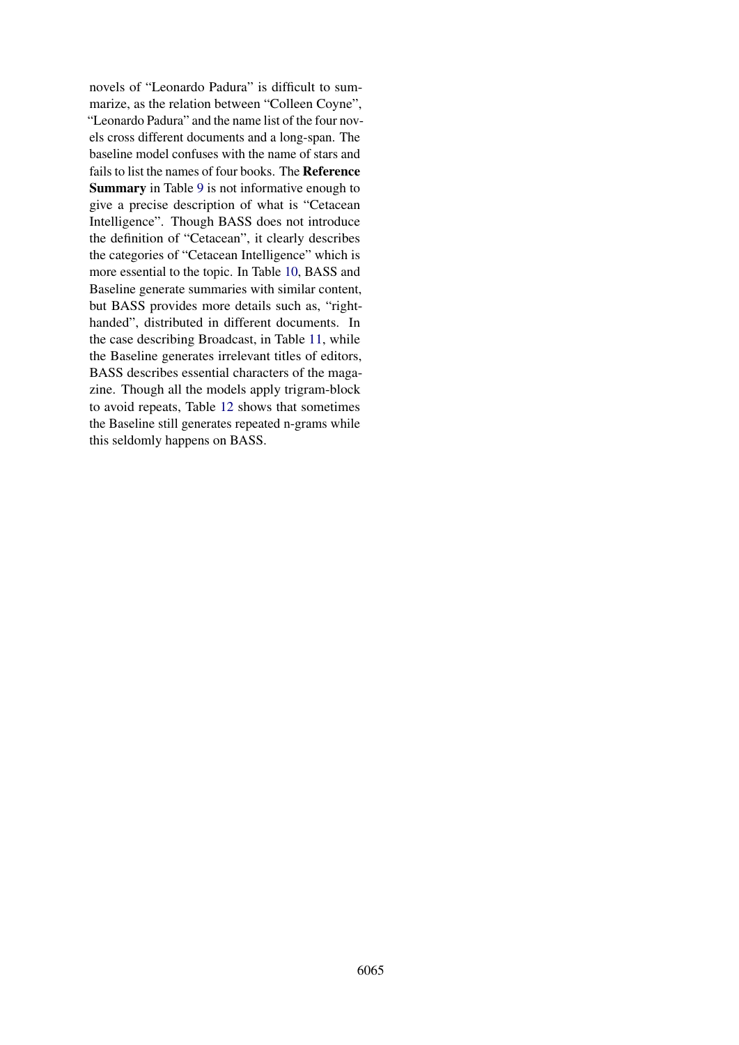novels of "Leonardo Padura" is difficult to summarize, as the relation between "Colleen Coyne", "Leonardo Padura" and the name list of the four novels cross different documents and a long-span. The baseline model confuses with the name of stars and fails to list the names of four books. The **Reference Summary** in Table 9 is not informative enough to give a precise description of what is "Cetacean Intelligence". Though BASS does not introduce the definition of "Cetacean", it clearly describes the categories of "Cetacean Intelligence" which is more essential to the topic. In Table 10, BASS and Baseline generate summaries with similar content, but BASS provides more details such as, "right-handed", distributed in different documents. In the case describing Broadcast, in Table 11, while the Baseline generates irrelevant titles of editors, BASS describes essential characters of the magazine. Though all the models apply trigram-block to avoid repeats, Table 12 shows that sometimes the Baseline still generates repeated n-grams while this seldomly happens on BASS.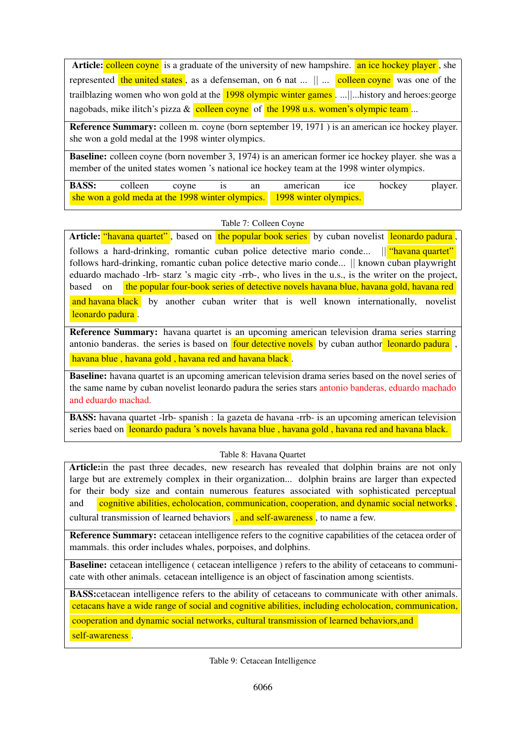| |
|---|
| **Article:** colleen coyne is a graduate of the university of new hampshire. an ice hockey player, she represented the united states, as a defenseman, on 6 nat ... \|\| ... colleen coyne was one of the trailblazing women who won gold at the 1998 olympic winter games. ...\|\|...history and heroes:george nagobads, mike ilitch's pizza & colleen coyne of the 1998 u.s. women's olympic team... |
| **Reference Summary:** colleen m. coyne (born september 19, 1971 ) is an american ice hockey player. she won a gold medal at the 1998 winter olympics. |
| **Baseline:** colleen coyne (born november 3, 1974) is an american former ice hockey player. she was a member of the united states women 's national ice hockey team at the 1998 winter olympics. |
| **BASS:** colleen coyne is an american ice hockey player. she won a gold meda at the 1998 winter olympics. 1998 winter olympics. |

Table 7: Colleen Coyne

| |
|---|
| **Article:** "havana quartet", based on the popular book series by cuban novelist leonardo padura, follows a hard-drinking, romantic cuban police detective mario conde... \|\| "havana quartet" follows hard-drinking, romantic cuban police detective mario conde... \|\| known cuban playwright eduardo machado -lrb- starz 's magic city -rrb-, who lives in the u.s., is the writer on the project, based on the popular four-book series of detective novels havana blue, havana gold, havana red and havana black by another cuban writer that is well known internationally, novelist leonardo padura. |
| **Reference Summary:** havana quartet is an upcoming american television drama series starring antonio banderas. the series is based on four detective novels by cuban author leonardo padura, havana blue , havana gold , havana red and havana black. |
| **Baseline:** havana quartet is an upcoming american television drama series based on the novel series of the same name by cuban novelist leonardo padura the series stars antonio banderas, eduardo machado and eduardo machad. |
| **BASS:** havana quartet -lrb- spanish : la gazeta de havana -rrb- is an upcoming american television series baed on leonardo padura 's novels havana blue , havana gold , havana red and havana black. |

Table 8: Havana Quartet

| |
|---|
| **Article:** in the past three decades, new research has revealed that dolphin brains are not only large but are extremely complex in their organization... dolphin brains are larger than expected for their body size and contain numerous features associated with sophisticated perceptual and cognitive abilities, echolocation, communication, cooperation, and dynamic social networks, cultural transmission of learned behaviors , and self-awareness, to name a few. |
| **Reference Summary:** cetacean intelligence refers to the cognitive capabilities of the cetacea order of mammals. this order includes whales, porpoises, and dolphins. |
| **Baseline:** cetacean intelligence ( cetacean intelligence ) refers to the ability of cetaceans to communicate with other animals. cetacean intelligence is an object of fascination among scientists. |
| **BASS:** cetacean intelligence refers to the ability of cetaceans to communicate with other animals. cetacans have a wide range of social and cognitive abilities, including echolocation, communication, cooperation and dynamic social networks, cultural transmission of learned behaviors,and self-awareness. |

Table 9: Cetacean Intelligence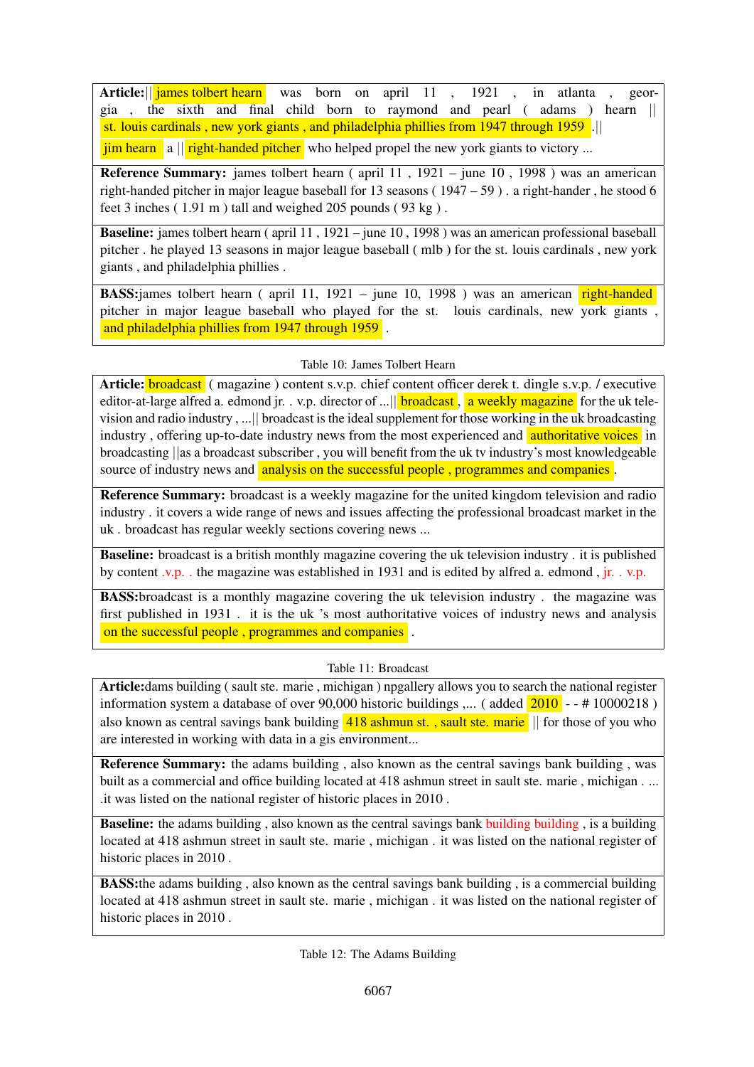| |
|---|
| **Article:**\|\| james tolbert hearn was born on april 11 , 1921 , in atlanta , georgia , the sixth and final child born to raymond and pearl ( adams ) hearn \|\| st. louis cardinals , new york giants , and philadelphia phillies from 1947 through 1959 .\|\| jim hearn a \|\| right-handed pitcher who helped propel the new york giants to victory ... |
| **Reference Summary:** james tolbert hearn ( april 11 , 1921 – june 10 , 1998 ) was an american right-handed pitcher in major league baseball for 13 seasons ( 1947 – 59 ) . a right-hander , he stood 6 feet 3 inches ( 1.91 m ) tall and weighed 205 pounds ( 93 kg ) . |
| **Baseline:** james tolbert hearn ( april 11 , 1921 – june 10 , 1998 ) was an american professional baseball pitcher . he played 13 seasons in major league baseball ( mlb ) for the st. louis cardinals , new york giants , and philadelphia phillies . |
| **BASS:**james tolbert hearn ( april 11, 1921 – june 10, 1998 ) was an american right-handed pitcher in major league baseball who played for the st. louis cardinals, new york giants , and philadelphia phillies from 1947 through 1959 . |

Table 10: James Tolbert Hearn

| |
|---|
| **Article:** broadcast ( magazine ) content s.v.p. chief content officer derek t. dingle s.v.p. / executive editor-at-large alfred a. edmond jr. . v.p. director of ...\|\| broadcast , a weekly magazine for the uk television and radio industry , ...\|\| broadcast is the ideal supplement for those working in the uk broadcasting industry , offering up-to-date industry news from the most experienced and authoritative voices in broadcasting \|\|as a broadcast subscriber , you will benefit from the uk tv industry's most knowledgeable source of industry news and analysis on the successful people , programmes and companies . |
| **Reference Summary:** broadcast is a weekly magazine for the united kingdom television and radio industry . it covers a wide range of news and issues affecting the professional broadcast market in the uk . broadcast has regular weekly sections covering news ... |
| **Baseline:** broadcast is a british monthly magazine covering the uk television industry . it is published by content .v.p. . the magazine was established in 1931 and is edited by alfred a. edmond , jr. . v.p. |
| **BASS:**broadcast is a monthly magazine covering the uk television industry . the magazine was first published in 1931 . it is the uk 's most authoritative voices of industry news and analysis on the successful people , programmes and companies . |

Table 11: Broadcast

| |
|---|
| **Article:**dams building ( sault ste. marie , michigan ) npgallery allows you to search the national register information system a database of over 90,000 historic buildings ,... ( added 2010 - - # 10000218 ) also known as central savings bank building 418 ashmun st. , sault ste. marie \|\| for those of you who are interested in working with data in a gis environment... |
| **Reference Summary:** the adams building , also known as the central savings bank building , was built as a commercial and office building located at 418 ashmun street in sault ste. marie , michigan . ... .it was listed on the national register of historic places in 2010 . |
| **Baseline:** the adams building , also known as the central savings bank building building , is a building located at 418 ashmun street in sault ste. marie , michigan . it was listed on the national register of historic places in 2010 . |
| **BASS:**the adams building , also known as the central savings bank building , is a commercial building located at 418 ashmun street in sault ste. marie , michigan . it was listed on the national register of historic places in 2010 . |

Table 12: The Adams Building